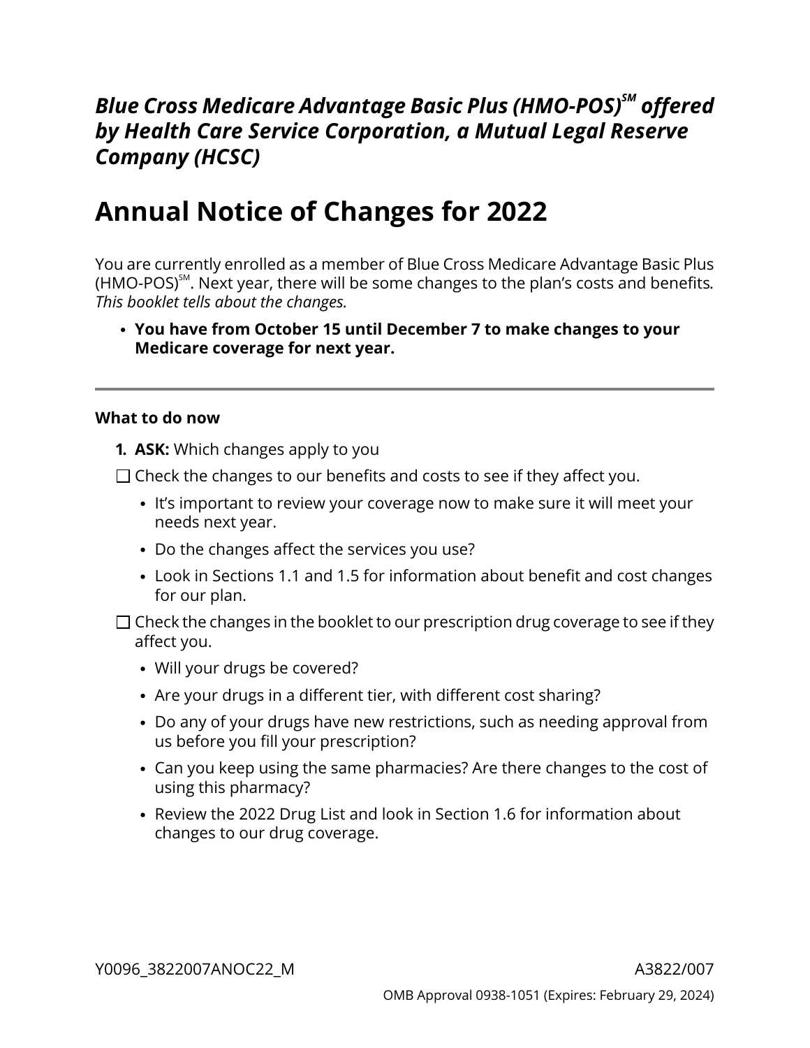***Blue Cross Medicare Advantage Basic Plus (HMO-POS)℠ offered by Health Care Service Corporation, a Mutual Legal Reserve Company (HCSC)***

# Annual Notice of Changes for 2022

You are currently enrolled as a member of Blue Cross Medicare Advantage Basic Plus (HMO-POS)℠. Next year, there will be some changes to the plan's costs and benefits. *This booklet tells about the changes.*

- **You have from October 15 until December 7 to make changes to your Medicare coverage for next year.**

---

**What to do now**

1. **ASK:** Which changes apply to you

☐ Check the changes to our benefits and costs to see if they affect you.

- It's important to review your coverage now to make sure it will meet your needs next year.
- Do the changes affect the services you use?
- Look in Sections 1.1 and 1.5 for information about benefit and cost changes for our plan.

☐ Check the changes in the booklet to our prescription drug coverage to see if they affect you.

- Will your drugs be covered?
- Are your drugs in a different tier, with different cost sharing?
- Do any of your drugs have new restrictions, such as needing approval from us before you fill your prescription?
- Can you keep using the same pharmacies? Are there changes to the cost of using this pharmacy?
- Review the 2022 Drug List and look in Section 1.6 for information about changes to our drug coverage.

Y0096_3822007ANOC22_M A3822/007

OMB Approval 0938-1051 (Expires: February 29, 2024)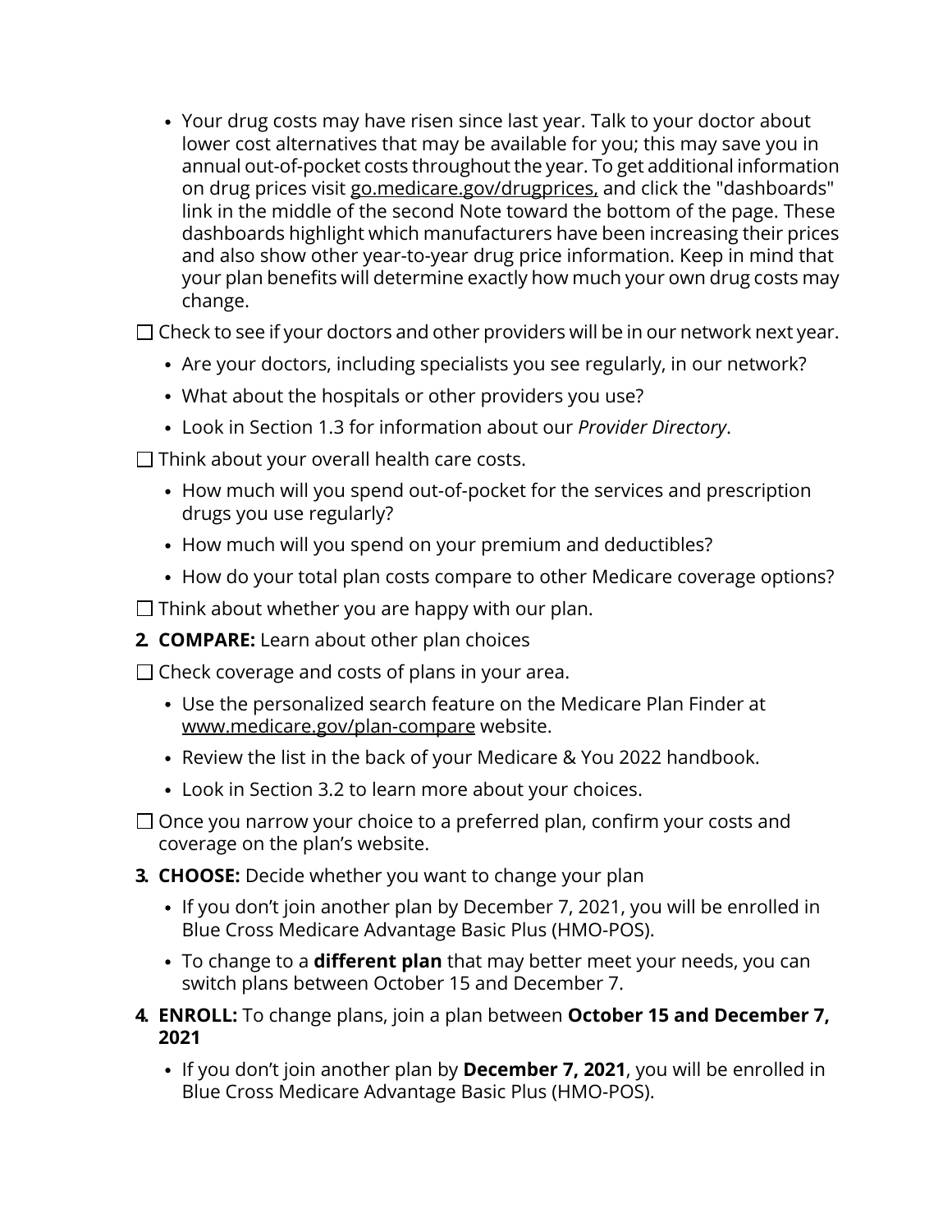- Your drug costs may have risen since last year. Talk to your doctor about lower cost alternatives that may be available for you; this may save you in annual out-of-pocket costs throughout the year. To get additional information on drug prices visit go.medicare.gov/drugprices, and click the "dashboards" link in the middle of the second Note toward the bottom of the page. These dashboards highlight which manufacturers have been increasing their prices and also show other year-to-year drug price information. Keep in mind that your plan benefits will determine exactly how much your own drug costs may change.

☐ Check to see if your doctors and other providers will be in our network next year.

- Are your doctors, including specialists you see regularly, in our network?
- What about the hospitals or other providers you use?
- Look in Section 1.3 for information about our *Provider Directory*.

☐ Think about your overall health care costs.

- How much will you spend out-of-pocket for the services and prescription drugs you use regularly?
- How much will you spend on your premium and deductibles?
- How do your total plan costs compare to other Medicare coverage options?

☐ Think about whether you are happy with our plan.

**2. COMPARE:** Learn about other plan choices

☐ Check coverage and costs of plans in your area.

- Use the personalized search feature on the Medicare Plan Finder at www.medicare.gov/plan-compare website.
- Review the list in the back of your Medicare & You 2022 handbook.
- Look in Section 3.2 to learn more about your choices.

☐ Once you narrow your choice to a preferred plan, confirm your costs and coverage on the plan's website.

**3. CHOOSE:** Decide whether you want to change your plan

- If you don't join another plan by December 7, 2021, you will be enrolled in Blue Cross Medicare Advantage Basic Plus (HMO-POS).
- To change to a **different plan** that may better meet your needs, you can switch plans between October 15 and December 7.

**4. ENROLL:** To change plans, join a plan between **October 15 and December 7, 2021**

- If you don't join another plan by **December 7, 2021**, you will be enrolled in Blue Cross Medicare Advantage Basic Plus (HMO-POS).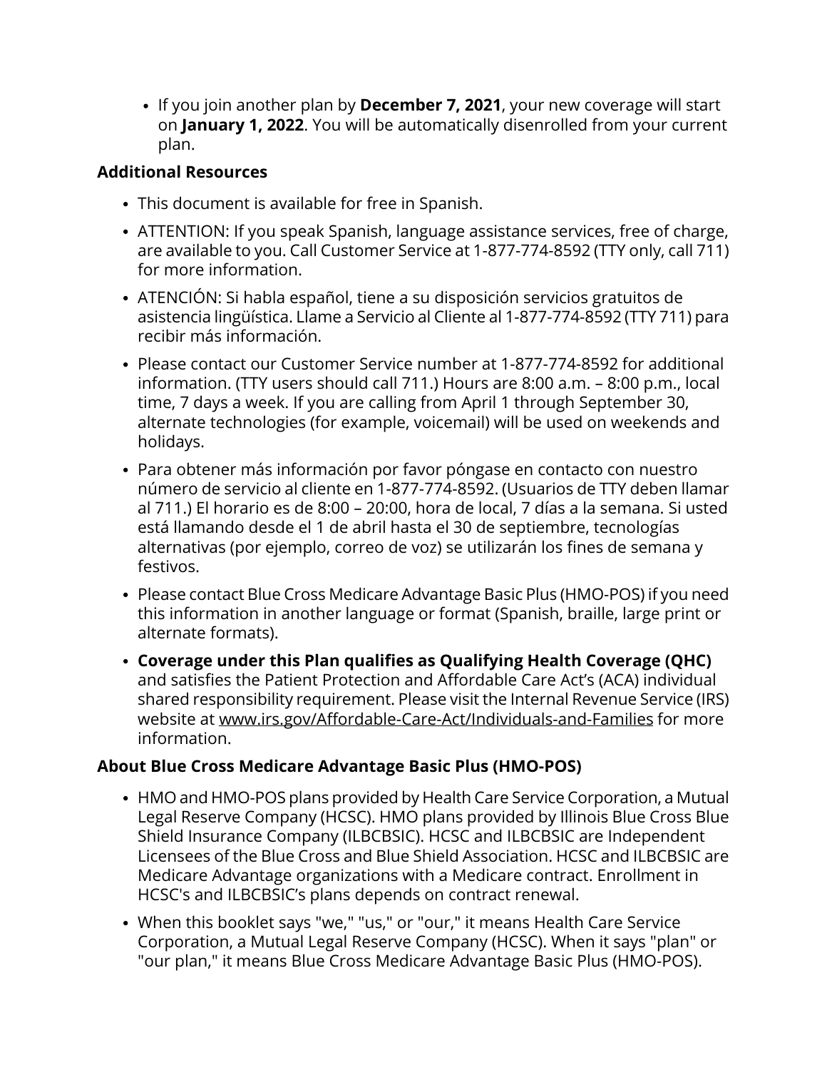- If you join another plan by **December 7, 2021**, your new coverage will start on **January 1, 2022**. You will be automatically disenrolled from your current plan.

### Additional Resources

- This document is available for free in Spanish.
- ATTENTION: If you speak Spanish, language assistance services, free of charge, are available to you. Call Customer Service at 1-877-774-8592 (TTY only, call 711) for more information.
- ATENCIÓN: Si habla español, tiene a su disposición servicios gratuitos de asistencia lingüística. Llame a Servicio al Cliente al 1-877-774-8592 (TTY 711) para recibir más información.
- Please contact our Customer Service number at 1-877-774-8592 for additional information. (TTY users should call 711.) Hours are 8:00 a.m. – 8:00 p.m., local time, 7 days a week. If you are calling from April 1 through September 30, alternate technologies (for example, voicemail) will be used on weekends and holidays.
- Para obtener más información por favor póngase en contacto con nuestro número de servicio al cliente en 1-877-774-8592. (Usuarios de TTY deben llamar al 711.) El horario es de 8:00 – 20:00, hora de local, 7 días a la semana. Si usted está llamando desde el 1 de abril hasta el 30 de septiembre, tecnologías alternativas (por ejemplo, correo de voz) se utilizarán los fines de semana y festivos.
- Please contact Blue Cross Medicare Advantage Basic Plus (HMO-POS) if you need this information in another language or format (Spanish, braille, large print or alternate formats).
- **Coverage under this Plan qualifies as Qualifying Health Coverage (QHC)** and satisfies the Patient Protection and Affordable Care Act's (ACA) individual shared responsibility requirement. Please visit the Internal Revenue Service (IRS) website at www.irs.gov/Affordable-Care-Act/Individuals-and-Families for more information.

### About Blue Cross Medicare Advantage Basic Plus (HMO-POS)

- HMO and HMO-POS plans provided by Health Care Service Corporation, a Mutual Legal Reserve Company (HCSC). HMO plans provided by Illinois Blue Cross Blue Shield Insurance Company (ILBCBSIC). HCSC and ILBCBSIC are Independent Licensees of the Blue Cross and Blue Shield Association. HCSC and ILBCBSIC are Medicare Advantage organizations with a Medicare contract. Enrollment in HCSC's and ILBCBSIC's plans depends on contract renewal.
- When this booklet says "we," "us," or "our," it means Health Care Service Corporation, a Mutual Legal Reserve Company (HCSC). When it says "plan" or "our plan," it means Blue Cross Medicare Advantage Basic Plus (HMO-POS).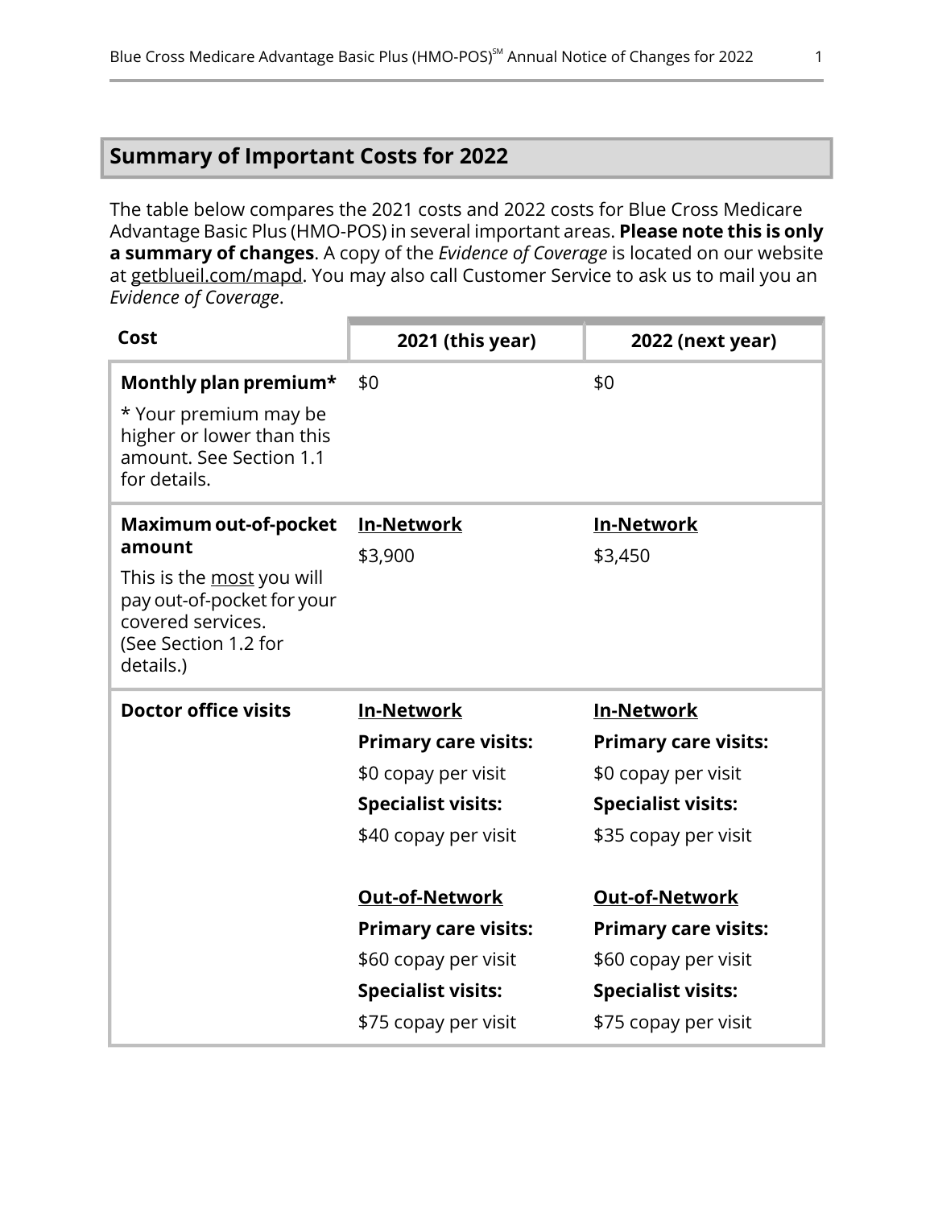## Summary of Important Costs for 2022

The table below compares the 2021 costs and 2022 costs for Blue Cross Medicare Advantage Basic Plus (HMO-POS) in several important areas. **Please note this is only a summary of changes**. A copy of the *Evidence of Coverage* is located on our website at getblueil.com/mapd. You may also call Customer Service to ask us to mail you an *Evidence of Coverage*.

| Cost | 2021 (this year) | 2022 (next year) |
|---|---|---|
| **Monthly plan premium*** <br> * Your premium may be higher or lower than this amount. See Section 1.1 for details. | $0 | $0 |
| **Maximum out-of-pocket amount** <br> This is the most you will pay out-of-pocket for your covered services. (See Section 1.2 for details.) | **In-Network** <br> $3,900 | **In-Network** <br> $3,450 |
| **Doctor office visits** | **In-Network** <br> **Primary care visits:** <br> $0 copay per visit <br> **Specialist visits:** <br> $40 copay per visit <br><br> **Out-of-Network** <br> **Primary care visits:** <br> $60 copay per visit <br> **Specialist visits:** <br> $75 copay per visit | **In-Network** <br> **Primary care visits:** <br> $0 copay per visit <br> **Specialist visits:** <br> $35 copay per visit <br><br> **Out-of-Network** <br> **Primary care visits:** <br> $60 copay per visit <br> **Specialist visits:** <br> $75 copay per visit |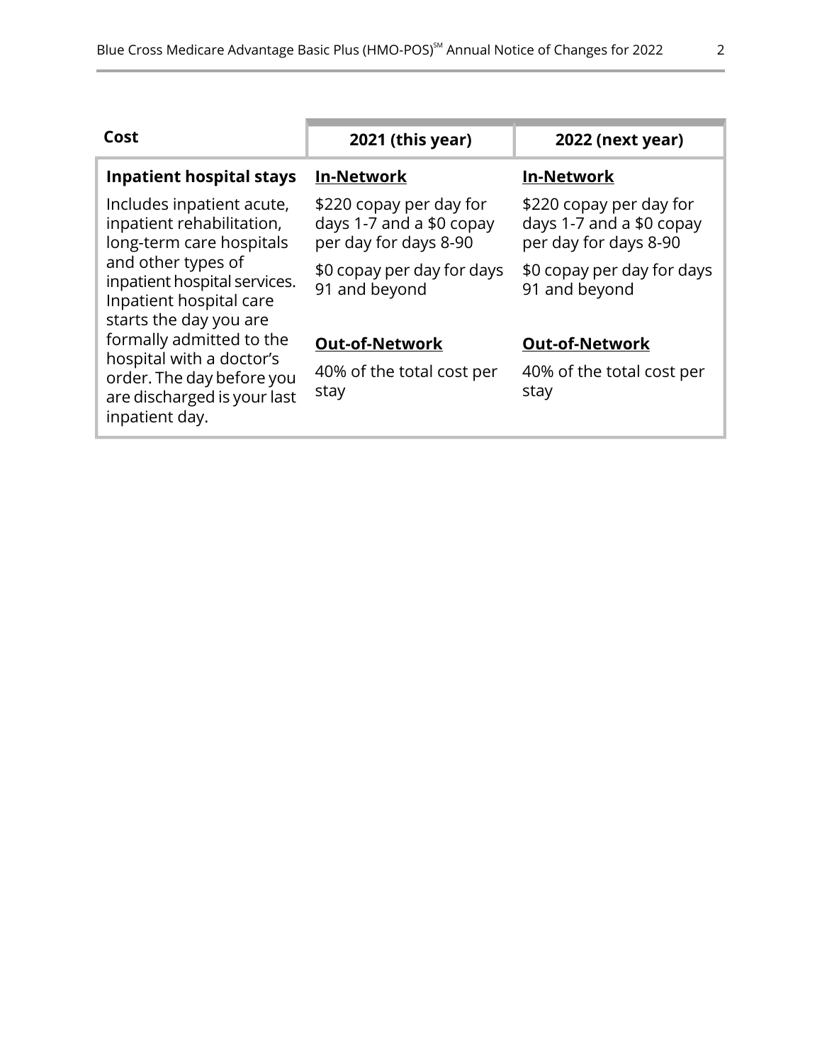| Cost | 2021 (this year) | 2022 (next year) |
|---|---|---|
| **Inpatient hospital stays**<br><br>Includes inpatient acute, inpatient rehabilitation, long-term care hospitals and other types of inpatient hospital services. Inpatient hospital care starts the day you are formally admitted to the hospital with a doctor's order. The day before you are discharged is your last inpatient day. | **In-Network**<br><br>$220 copay per day for days 1-7 and a $0 copay per day for days 8-90<br><br>$0 copay per day for days 91 and beyond<br><br>**Out-of-Network**<br><br>40% of the total cost per stay | **In-Network**<br><br>$220 copay per day for days 1-7 and a $0 copay per day for days 8-90<br><br>$0 copay per day for days 91 and beyond<br><br>**Out-of-Network**<br><br>40% of the total cost per stay |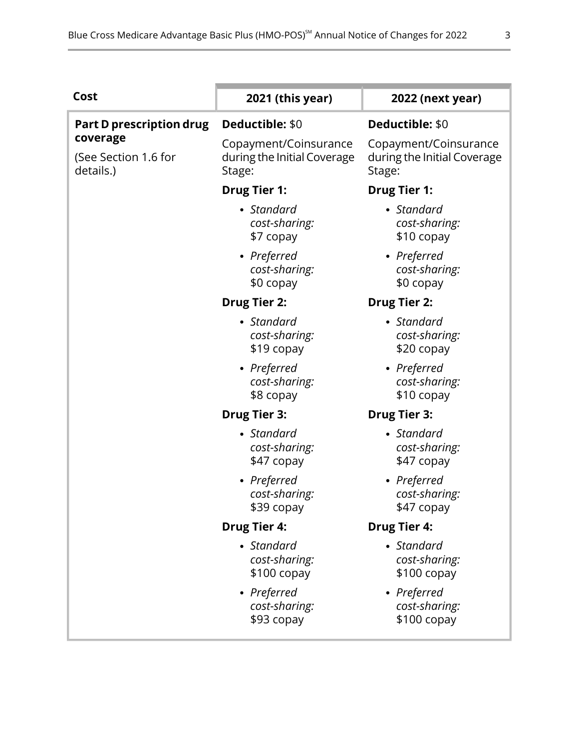| Cost | 2021 (this year) | 2022 (next year) |
|---|---|---|
| **Part D prescription drug coverage**<br><br>(See Section 1.6 for details.) | **Deductible:** $0<br><br>Copayment/Coinsurance during the Initial Coverage Stage:<br><br>**Drug Tier 1:**<br>• *Standard cost-sharing:* $7 copay<br>• *Preferred cost-sharing:* $0 copay<br><br>**Drug Tier 2:**<br>• *Standard cost-sharing:* $19 copay<br>• *Preferred cost-sharing:* $8 copay<br><br>**Drug Tier 3:**<br>• *Standard cost-sharing:* $47 copay<br>• *Preferred cost-sharing:* $39 copay<br><br>**Drug Tier 4:**<br>• *Standard cost-sharing:* $100 copay<br>• *Preferred cost-sharing:* $93 copay | **Deductible:** $0<br><br>Copayment/Coinsurance during the Initial Coverage Stage:<br><br>**Drug Tier 1:**<br>• *Standard cost-sharing:* $10 copay<br>• *Preferred cost-sharing:* $0 copay<br><br>**Drug Tier 2:**<br>• *Standard cost-sharing:* $20 copay<br>• *Preferred cost-sharing:* $10 copay<br><br>**Drug Tier 3:**<br>• *Standard cost-sharing:* $47 copay<br>• *Preferred cost-sharing:* $47 copay<br><br>**Drug Tier 4:**<br>• *Standard cost-sharing:* $100 copay<br>• *Preferred cost-sharing:* $100 copay |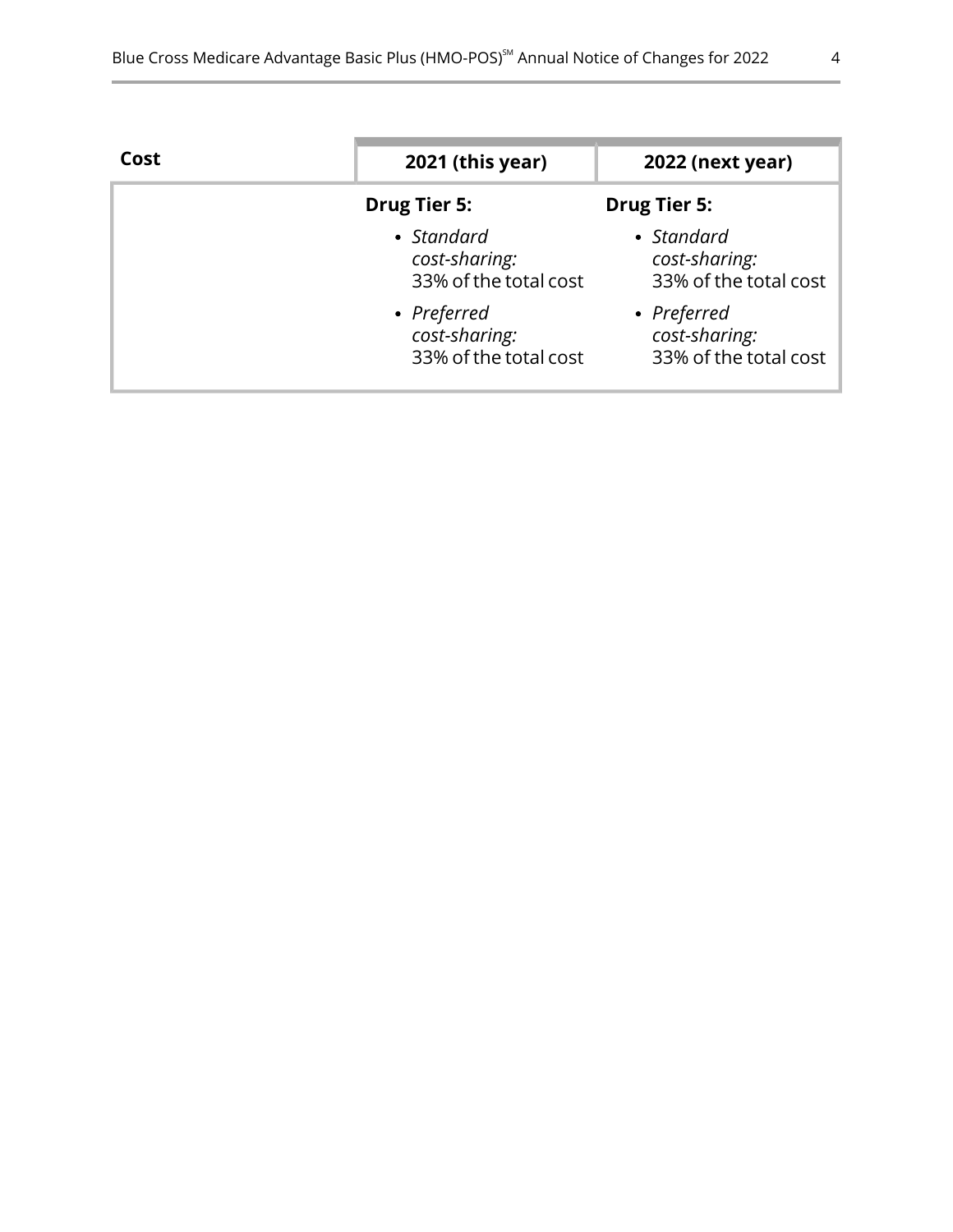| Cost | 2021 (this year) | 2022 (next year) |
|---|---|---|
| | **Drug Tier 5:**<br>• *Standard cost-sharing:* 33% of the total cost<br>• *Preferred cost-sharing:* 33% of the total cost | **Drug Tier 5:**<br>• *Standard cost-sharing:* 33% of the total cost<br>• *Preferred cost-sharing:* 33% of the total cost |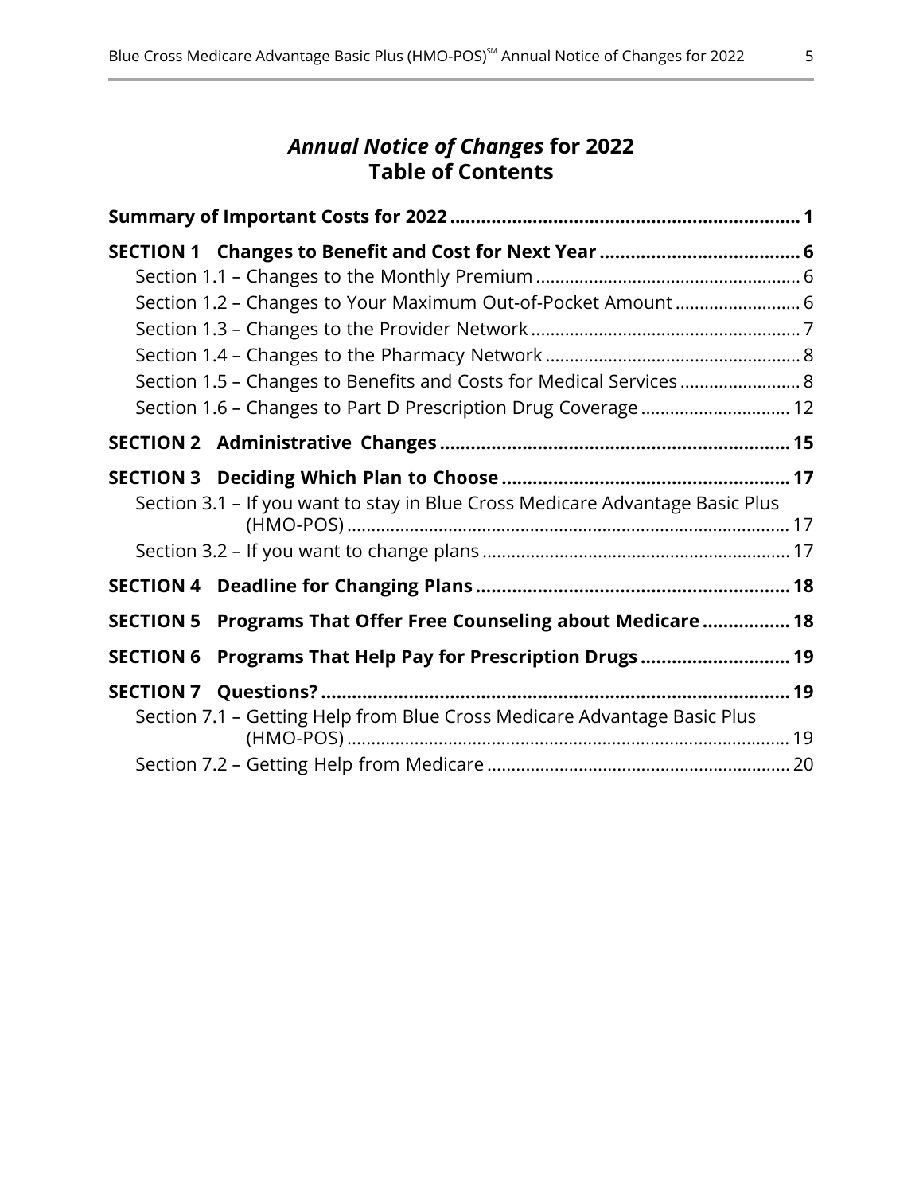# *Annual Notice of Changes* for 2022
# Table of Contents

**Summary of Important Costs for 2022 ..................................................................... 1**

**SECTION 1 Changes to Benefit and Cost for Next Year ....................................... 6**

- Section 1.1 – Changes to the Monthly Premium ...................................................... 6
- Section 1.2 – Changes to Your Maximum Out-of-Pocket Amount .......................... 6
- Section 1.3 – Changes to the Provider Network ....................................................... 7
- Section 1.4 – Changes to the Pharmacy Network ..................................................... 8
- Section 1.5 – Changes to Benefits and Costs for Medical Services ......................... 8
- Section 1.6 – Changes to Part D Prescription Drug Coverage ............................... 12

**SECTION 2 Administrative Changes ..................................................................... 15**

**SECTION 3 Deciding Which Plan to Choose ........................................................ 17**

- Section 3.1 – If you want to stay in Blue Cross Medicare Advantage Basic Plus (HMO-POS) .......................................................................................... 17
- Section 3.2 – If you want to change plans ............................................................... 17

**SECTION 4 Deadline for Changing Plans ............................................................. 18**

**SECTION 5 Programs That Offer Free Counseling about Medicare ................. 18**

**SECTION 6 Programs That Help Pay for Prescription Drugs ............................. 19**

**SECTION 7 Questions? ........................................................................................... 19**

- Section 7.1 – Getting Help from Blue Cross Medicare Advantage Basic Plus (HMO-POS) .......................................................................................... 19
- Section 7.2 – Getting Help from Medicare .............................................................. 20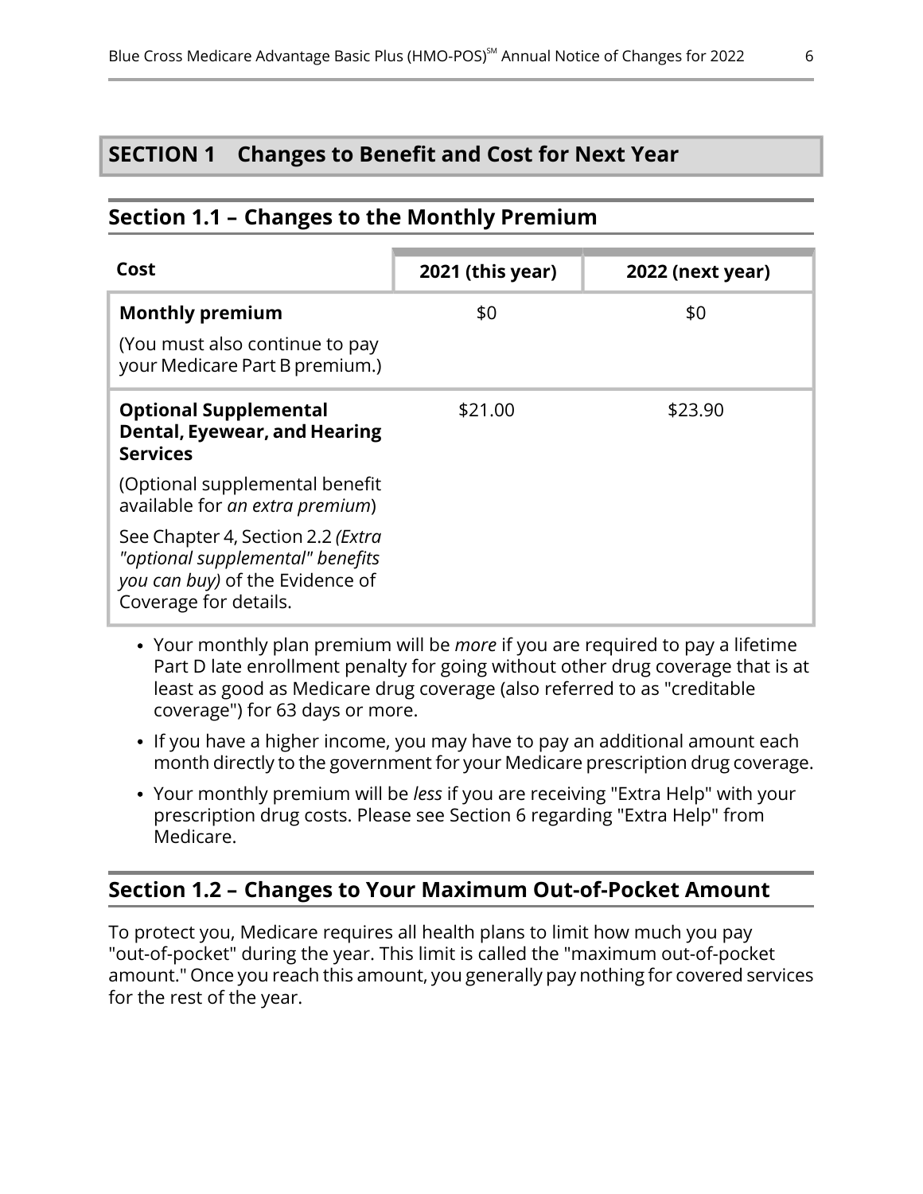# SECTION 1 Changes to Benefit and Cost for Next Year

## Section 1.1 – Changes to the Monthly Premium

| Cost | 2021 (this year) | 2022 (next year) |
|---|---|---|
| **Monthly premium**<br><br>(You must also continue to pay your Medicare Part B premium.) | $0 | $0 |
| **Optional Supplemental Dental, Eyewear, and Hearing Services**<br><br>(Optional supplemental benefit available for *an extra premium*)<br><br>See Chapter 4, Section 2.2 *(Extra "optional supplemental" benefits you can buy)* of the Evidence of Coverage for details. | $21.00 | $23.90 |

- Your monthly plan premium will be *more* if you are required to pay a lifetime Part D late enrollment penalty for going without other drug coverage that is at least as good as Medicare drug coverage (also referred to as "creditable coverage") for 63 days or more.
- If you have a higher income, you may have to pay an additional amount each month directly to the government for your Medicare prescription drug coverage.
- Your monthly premium will be *less* if you are receiving "Extra Help" with your prescription drug costs. Please see Section 6 regarding "Extra Help" from Medicare.

## Section 1.2 – Changes to Your Maximum Out-of-Pocket Amount

To protect you, Medicare requires all health plans to limit how much you pay "out-of-pocket" during the year. This limit is called the "maximum out-of-pocket amount." Once you reach this amount, you generally pay nothing for covered services for the rest of the year.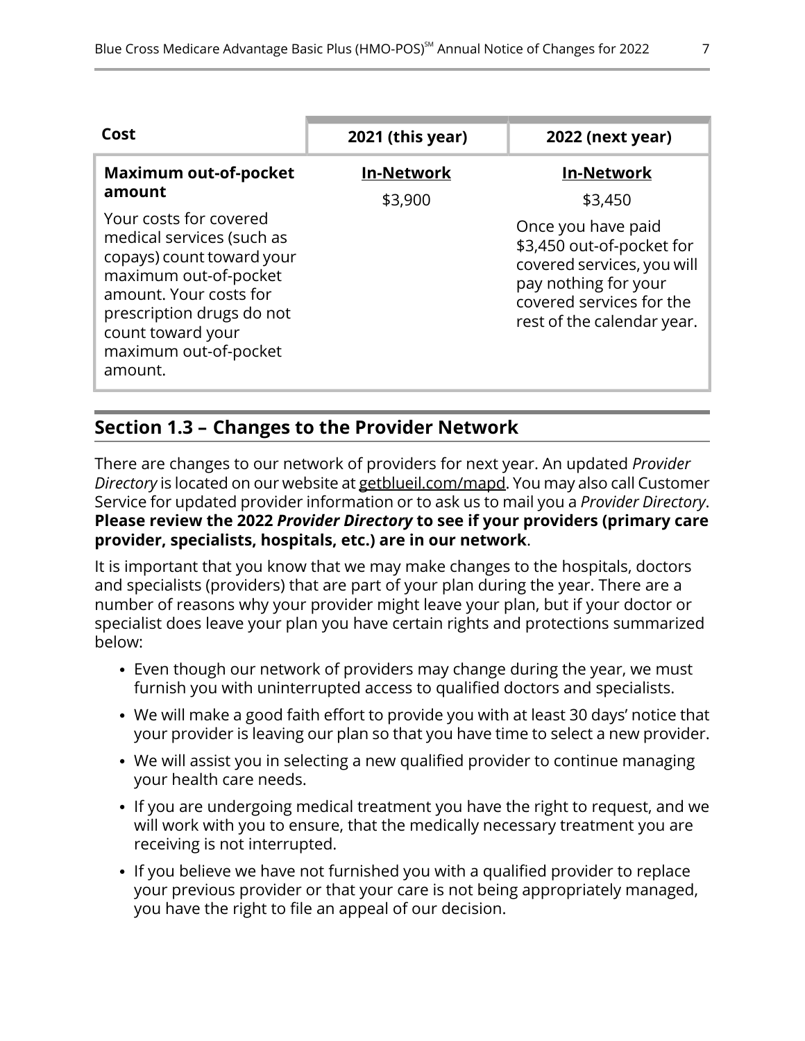| Cost | 2021 (this year) | 2022 (next year) |
|---|---|---|
| **Maximum out-of-pocket amount**<br>Your costs for covered medical services (such as copays) count toward your maximum out-of-pocket amount. Your costs for prescription drugs do not count toward your maximum out-of-pocket amount. | **In-Network**<br>$3,900 | **In-Network**<br>$3,450<br>Once you have paid $3,450 out-of-pocket for covered services, you will pay nothing for your covered services for the rest of the calendar year. |

## Section 1.3 – Changes to the Provider Network

There are changes to our network of providers for next year. An updated *Provider Directory* is located on our website at getblueil.com/mapd. You may also call Customer Service for updated provider information or to ask us to mail you a *Provider Directory*. **Please review the 2022 *Provider Directory* to see if your providers (primary care provider, specialists, hospitals, etc.) are in our network**.

It is important that you know that we may make changes to the hospitals, doctors and specialists (providers) that are part of your plan during the year. There are a number of reasons why your provider might leave your plan, but if your doctor or specialist does leave your plan you have certain rights and protections summarized below:

- Even though our network of providers may change during the year, we must furnish you with uninterrupted access to qualified doctors and specialists.
- We will make a good faith effort to provide you with at least 30 days' notice that your provider is leaving our plan so that you have time to select a new provider.
- We will assist you in selecting a new qualified provider to continue managing your health care needs.
- If you are undergoing medical treatment you have the right to request, and we will work with you to ensure, that the medically necessary treatment you are receiving is not interrupted.
- If you believe we have not furnished you with a qualified provider to replace your previous provider or that your care is not being appropriately managed, you have the right to file an appeal of our decision.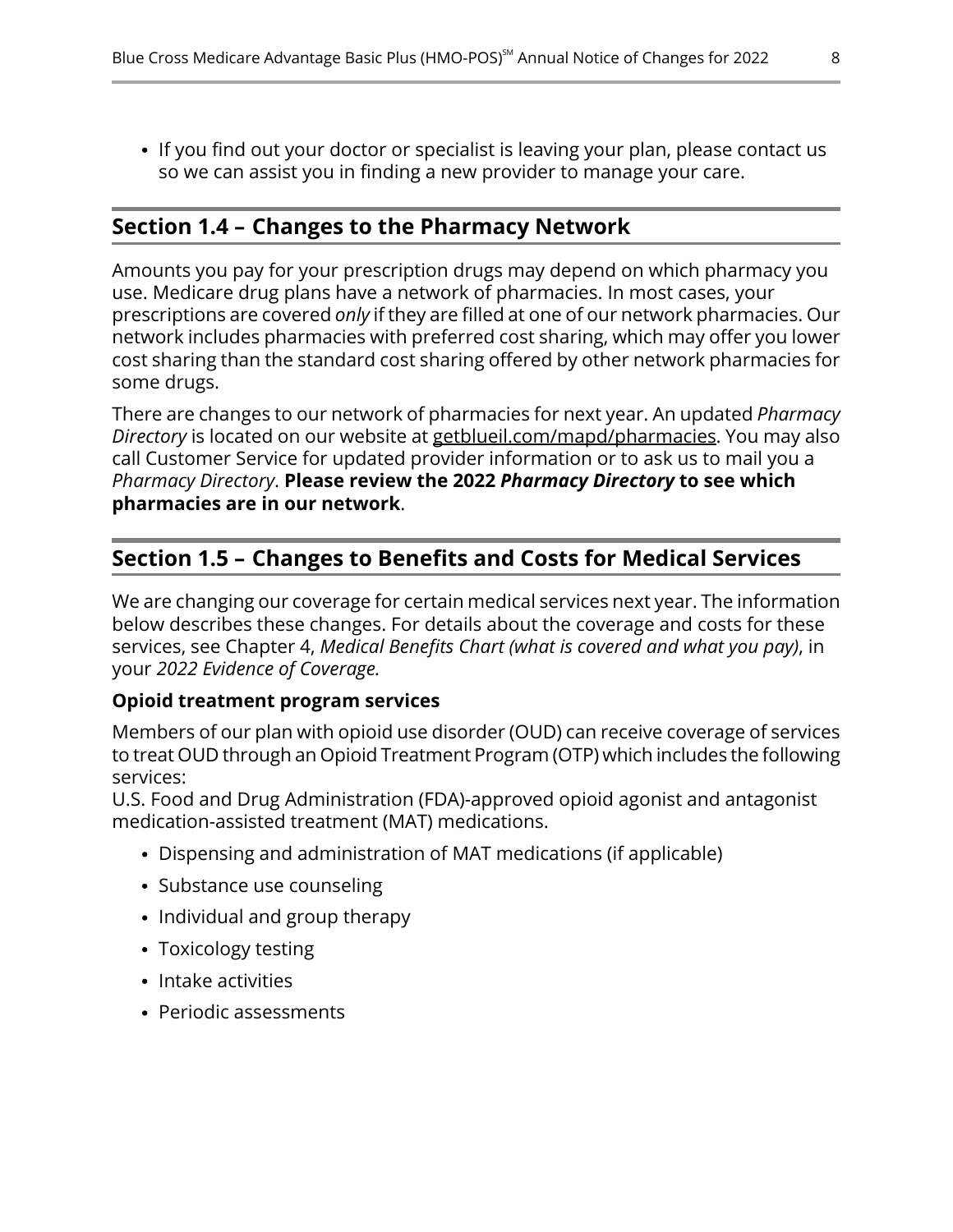- If you find out your doctor or specialist is leaving your plan, please contact us so we can assist you in finding a new provider to manage your care.

## Section 1.4 – Changes to the Pharmacy Network

Amounts you pay for your prescription drugs may depend on which pharmacy you use. Medicare drug plans have a network of pharmacies. In most cases, your prescriptions are covered *only* if they are filled at one of our network pharmacies. Our network includes pharmacies with preferred cost sharing, which may offer you lower cost sharing than the standard cost sharing offered by other network pharmacies for some drugs.

There are changes to our network of pharmacies for next year. An updated *Pharmacy Directory* is located on our website at getblueil.com/mapd/pharmacies. You may also call Customer Service for updated provider information or to ask us to mail you a *Pharmacy Directory*. **Please review the 2022 *Pharmacy Directory* to see which pharmacies are in our network**.

## Section 1.5 – Changes to Benefits and Costs for Medical Services

We are changing our coverage for certain medical services next year. The information below describes these changes. For details about the coverage and costs for these services, see Chapter 4, *Medical Benefits Chart (what is covered and what you pay)*, in your *2022 Evidence of Coverage.*

**Opioid treatment program services**

Members of our plan with opioid use disorder (OUD) can receive coverage of services to treat OUD through an Opioid Treatment Program (OTP) which includes the following services:
U.S. Food and Drug Administration (FDA)-approved opioid agonist and antagonist medication-assisted treatment (MAT) medications.

- Dispensing and administration of MAT medications (if applicable)
- Substance use counseling
- Individual and group therapy
- Toxicology testing
- Intake activities
- Periodic assessments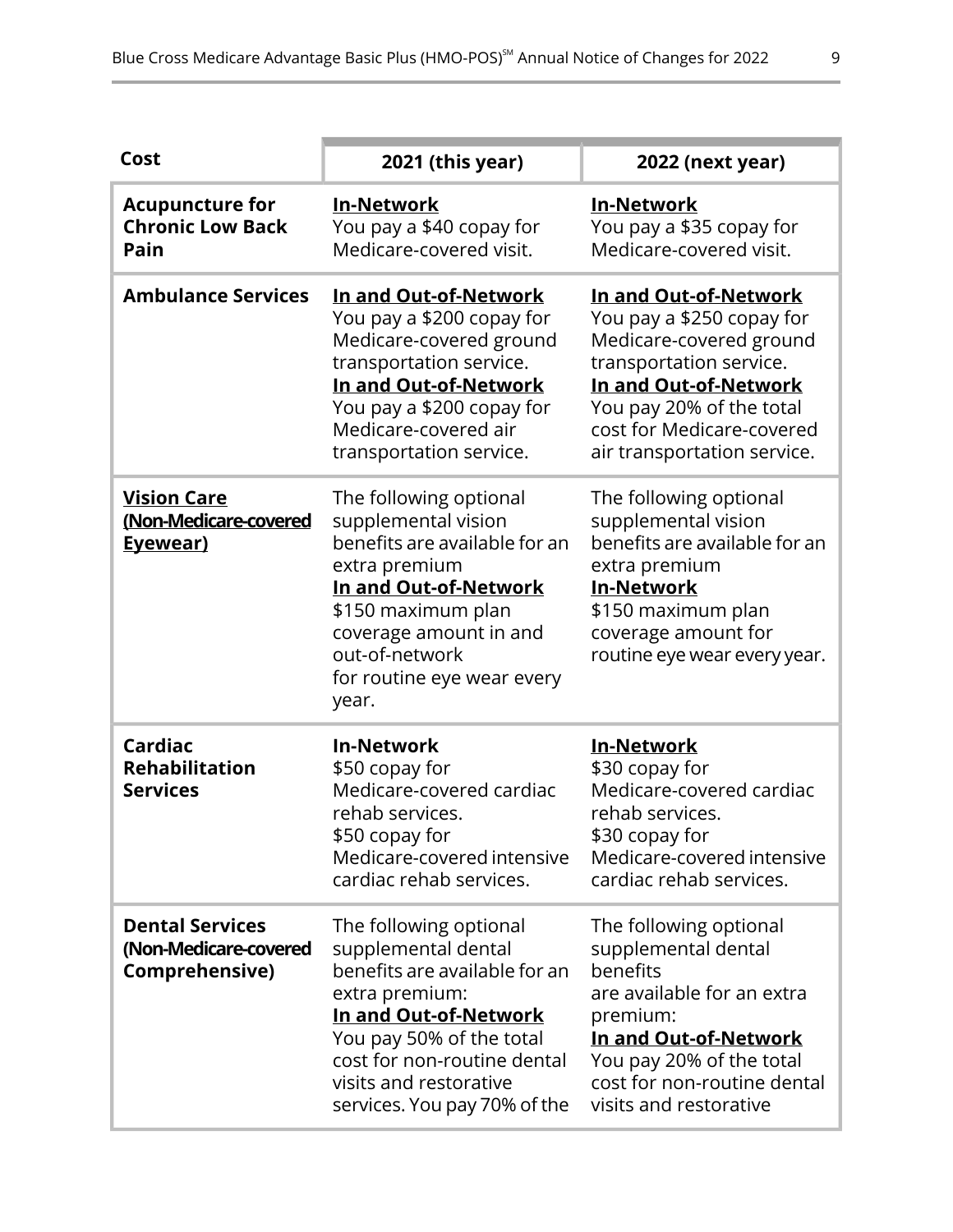| Cost | 2021 (this year) | 2022 (next year) |
|---|---|---|
| **Acupuncture for Chronic Low Back Pain** | **In-Network**<br>You pay a $40 copay for Medicare-covered visit. | **In-Network**<br>You pay a $35 copay for Medicare-covered visit. |
| **Ambulance Services** | **In and Out-of-Network**<br>You pay a $200 copay for Medicare-covered ground transportation service.<br>**In and Out-of-Network**<br>You pay a $200 copay for Medicare-covered air transportation service. | **In and Out-of-Network**<br>You pay a $250 copay for Medicare-covered ground transportation service.<br>**In and Out-of-Network**<br>You pay 20% of the total cost for Medicare-covered air transportation service. |
| **Vision Care (Non-Medicare-covered Eyewear)** | The following optional supplemental vision benefits are available for an extra premium<br>**In and Out-of-Network**<br>$150 maximum plan coverage amount in and out-of-network for routine eye wear every year. | The following optional supplemental vision benefits are available for an extra premium<br>**In-Network**<br>$150 maximum plan coverage amount for routine eye wear every year. |
| **Cardiac Rehabilitation Services** | **In-Network**<br>$50 copay for Medicare-covered cardiac rehab services.<br>$50 copay for Medicare-covered intensive cardiac rehab services. | **In-Network**<br>$30 copay for Medicare-covered cardiac rehab services.<br>$30 copay for Medicare-covered intensive cardiac rehab services. |
| **Dental Services (Non-Medicare-covered Comprehensive)** | The following optional supplemental dental benefits are available for an extra premium:<br>**In and Out-of-Network**<br>You pay 50% of the total cost for non-routine dental visits and restorative services. You pay 70% of the | The following optional supplemental dental benefits are available for an extra premium:<br>**In and Out-of-Network**<br>You pay 20% of the total cost for non-routine dental visits and restorative |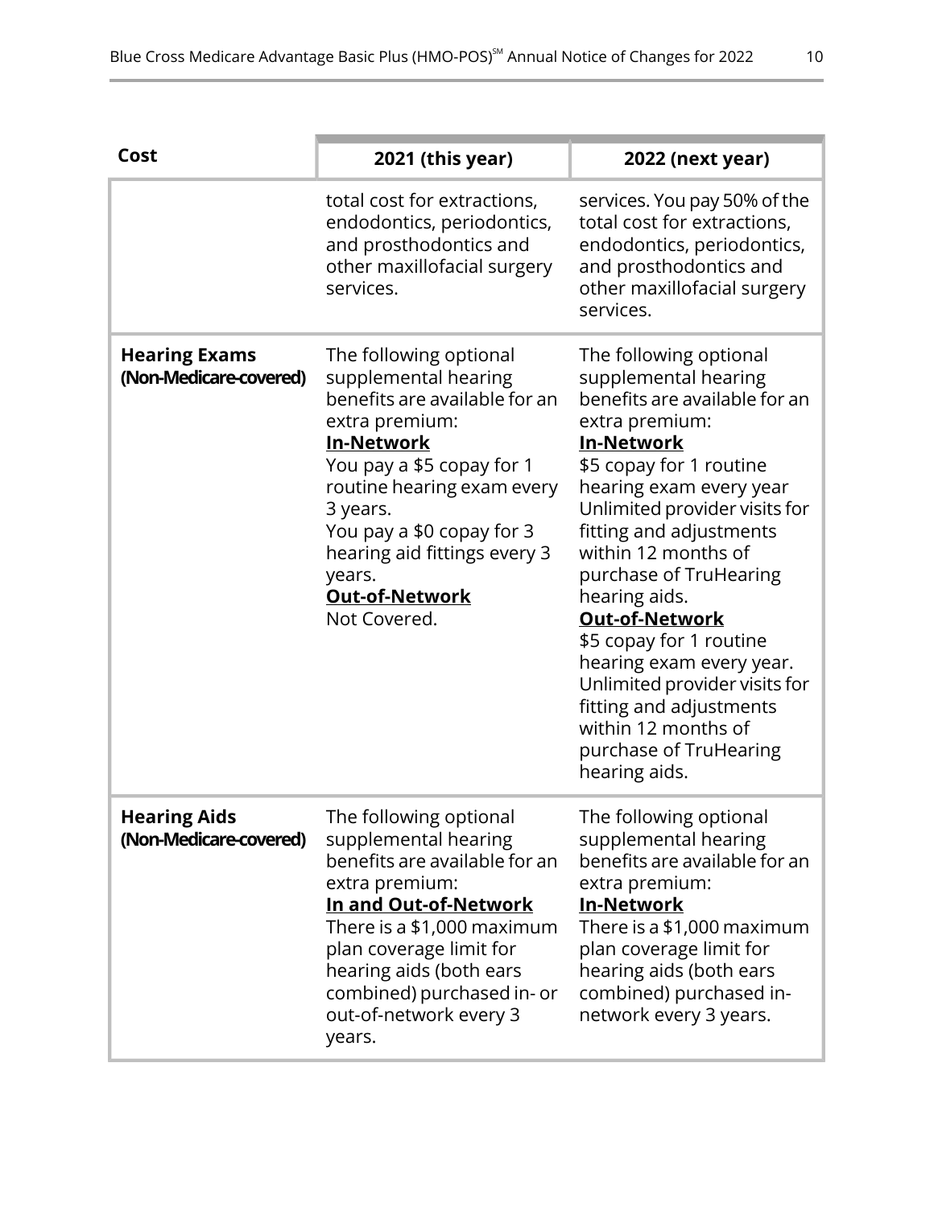| Cost | 2021 (this year) | 2022 (next year) |
|---|---|---|
| | total cost for extractions, endodontics, periodontics, and prosthodontics and other maxillofacial surgery services. | services. You pay 50% of the total cost for extractions, endodontics, periodontics, and prosthodontics and other maxillofacial surgery services. |
| **Hearing Exams (Non-Medicare-covered)** | The following optional supplemental hearing benefits are available for an extra premium:<br>**<u>In-Network</u>**<br>You pay a $5 copay for 1 routine hearing exam every 3 years.<br>You pay a $0 copay for 3 hearing aid fittings every 3 years.<br>**<u>Out-of-Network</u>**<br>Not Covered. | The following optional supplemental hearing benefits are available for an extra premium:<br>**<u>In-Network</u>**<br>$5 copay for 1 routine hearing exam every year<br>Unlimited provider visits for fitting and adjustments within 12 months of purchase of TruHearing hearing aids.<br>**<u>Out-of-Network</u>**<br>$5 copay for 1 routine hearing exam every year.<br>Unlimited provider visits for fitting and adjustments within 12 months of purchase of TruHearing hearing aids. |
| **Hearing Aids (Non-Medicare-covered)** | The following optional supplemental hearing benefits are available for an extra premium:<br>**<u>In and Out-of-Network</u>**<br>There is a $1,000 maximum plan coverage limit for hearing aids (both ears combined) purchased in- or out-of-network every 3 years. | The following optional supplemental hearing benefits are available for an extra premium:<br>**<u>In-Network</u>**<br>There is a $1,000 maximum plan coverage limit for hearing aids (both ears combined) purchased in-network every 3 years. |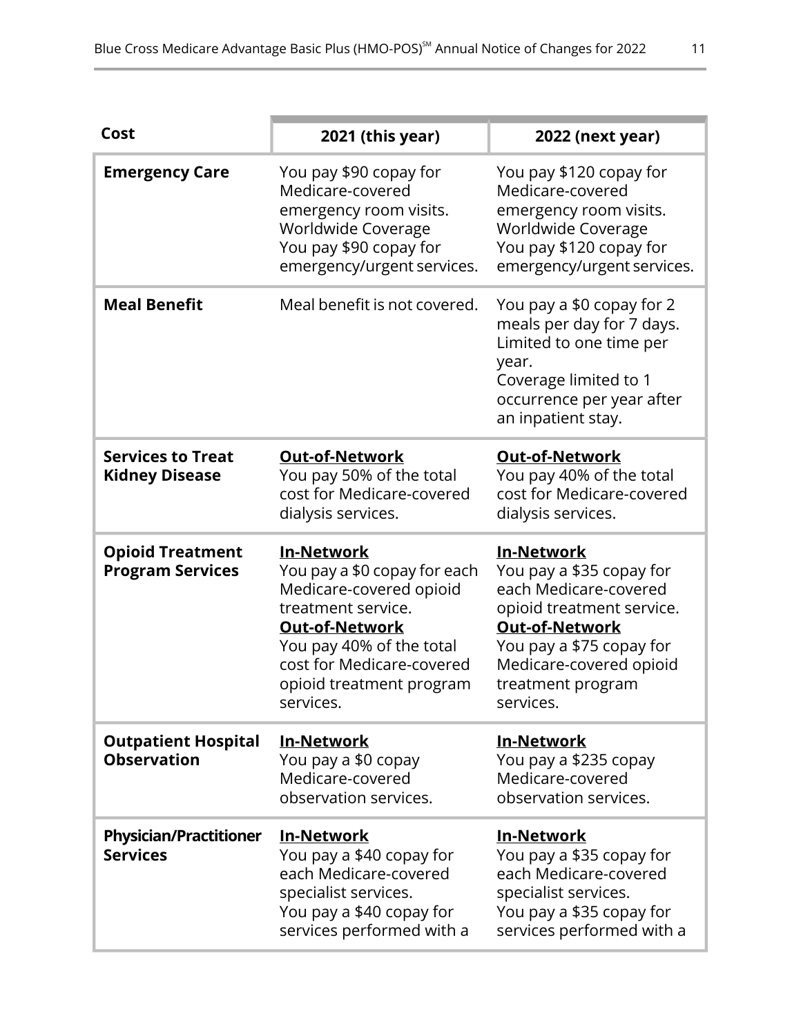| Cost | 2021 (this year) | 2022 (next year) |
|---|---|---|
| **Emergency Care** | You pay $90 copay for Medicare-covered emergency room visits.<br>Worldwide Coverage<br>You pay $90 copay for emergency/urgent services. | You pay $120 copay for Medicare-covered emergency room visits.<br>Worldwide Coverage<br>You pay $120 copay for emergency/urgent services. |
| **Meal Benefit** | Meal benefit is not covered. | You pay a $0 copay for 2 meals per day for 7 days. Limited to one time per year.<br>Coverage limited to 1 occurrence per year after an inpatient stay. |
| **Services to Treat Kidney Disease** | **Out-of-Network**<br>You pay 50% of the total cost for Medicare-covered dialysis services. | **Out-of-Network**<br>You pay 40% of the total cost for Medicare-covered dialysis services. |
| **Opioid Treatment Program Services** | **In-Network**<br>You pay a $0 copay for each Medicare-covered opioid treatment service.<br>**Out-of-Network**<br>You pay 40% of the total cost for Medicare-covered opioid treatment program services. | **In-Network**<br>You pay a $35 copay for each Medicare-covered opioid treatment service.<br>**Out-of-Network**<br>You pay a $75 copay for Medicare-covered opioid treatment program services. |
| **Outpatient Hospital Observation** | **In-Network**<br>You pay a $0 copay Medicare-covered observation services. | **In-Network**<br>You pay a $235 copay Medicare-covered observation services. |
| **Physician/Practitioner Services** | **In-Network**<br>You pay a $40 copay for each Medicare-covered specialist services.<br>You pay a $40 copay for services performed with a | **In-Network**<br>You pay a $35 copay for each Medicare-covered specialist services.<br>You pay a $35 copay for services performed with a |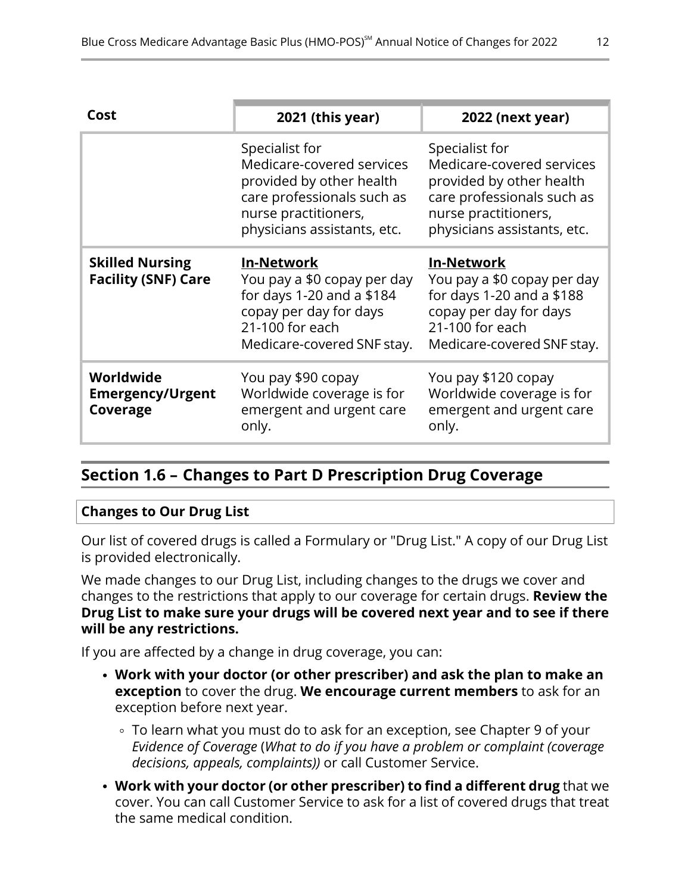| Cost | 2021 (this year) | 2022 (next year) |
| --- | --- | --- |
| | Specialist for Medicare-covered services provided by other health care professionals such as nurse practitioners, physicians assistants, etc. | Specialist for Medicare-covered services provided by other health care professionals such as nurse practitioners, physicians assistants, etc. |
| **Skilled Nursing Facility (SNF) Care** | **In-Network** You pay a $0 copay per day for days 1-20 and a $184 copay per day for days 21-100 for each Medicare-covered SNF stay. | **In-Network** You pay a $0 copay per day for days 1-20 and a $188 copay per day for days 21-100 for each Medicare-covered SNF stay. |
| **Worldwide Emergency/Urgent Coverage** | You pay $90 copay Worldwide coverage is for emergent and urgent care only. | You pay $120 copay Worldwide coverage is for emergent and urgent care only. |

## Section 1.6 – Changes to Part D Prescription Drug Coverage

**Changes to Our Drug List**

Our list of covered drugs is called a Formulary or "Drug List." A copy of our Drug List is provided electronically.

We made changes to our Drug List, including changes to the drugs we cover and changes to the restrictions that apply to our coverage for certain drugs. **Review the Drug List to make sure your drugs will be covered next year and to see if there will be any restrictions.**

If you are affected by a change in drug coverage, you can:

- **Work with your doctor (or other prescriber) and ask the plan to make an exception** to cover the drug. **We encourage current members** to ask for an exception before next year.
  - To learn what you must do to ask for an exception, see Chapter 9 of your *Evidence of Coverage* (*What to do if you have a problem or complaint (coverage decisions, appeals, complaints))* or call Customer Service.
- **Work with your doctor (or other prescriber) to find a different drug** that we cover. You can call Customer Service to ask for a list of covered drugs that treat the same medical condition.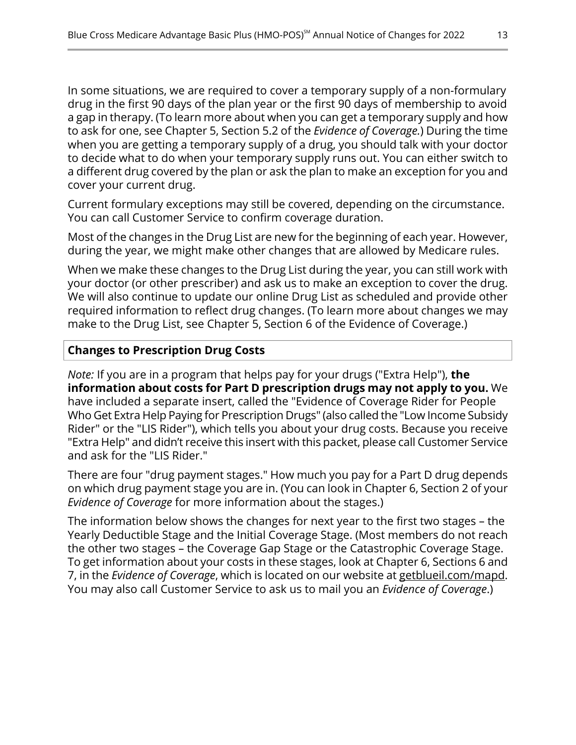In some situations, we are required to cover a temporary supply of a non-formulary drug in the first 90 days of the plan year or the first 90 days of membership to avoid a gap in therapy. (To learn more about when you can get a temporary supply and how to ask for one, see Chapter 5, Section 5.2 of the *Evidence of Coverage.*) During the time when you are getting a temporary supply of a drug, you should talk with your doctor to decide what to do when your temporary supply runs out. You can either switch to a different drug covered by the plan or ask the plan to make an exception for you and cover your current drug.

Current formulary exceptions may still be covered, depending on the circumstance. You can call Customer Service to confirm coverage duration.

Most of the changes in the Drug List are new for the beginning of each year. However, during the year, we might make other changes that are allowed by Medicare rules.

When we make these changes to the Drug List during the year, you can still work with your doctor (or other prescriber) and ask us to make an exception to cover the drug. We will also continue to update our online Drug List as scheduled and provide other required information to reflect drug changes. (To learn more about changes we may make to the Drug List, see Chapter 5, Section 6 of the Evidence of Coverage.)

**Changes to Prescription Drug Costs**

*Note:* If you are in a program that helps pay for your drugs ("Extra Help"), **the information about costs for Part D prescription drugs may not apply to you.** We have included a separate insert, called the "Evidence of Coverage Rider for People Who Get Extra Help Paying for Prescription Drugs" (also called the "Low Income Subsidy Rider" or the "LIS Rider"), which tells you about your drug costs. Because you receive "Extra Help" and didn't receive this insert with this packet, please call Customer Service and ask for the "LIS Rider."

There are four "drug payment stages." How much you pay for a Part D drug depends on which drug payment stage you are in. (You can look in Chapter 6, Section 2 of your *Evidence of Coverage* for more information about the stages.)

The information below shows the changes for next year to the first two stages – the Yearly Deductible Stage and the Initial Coverage Stage. (Most members do not reach the other two stages – the Coverage Gap Stage or the Catastrophic Coverage Stage. To get information about your costs in these stages, look at Chapter 6, Sections 6 and 7, in the *Evidence of Coverage*, which is located on our website at getblueil.com/mapd. You may also call Customer Service to ask us to mail you an *Evidence of Coverage*.)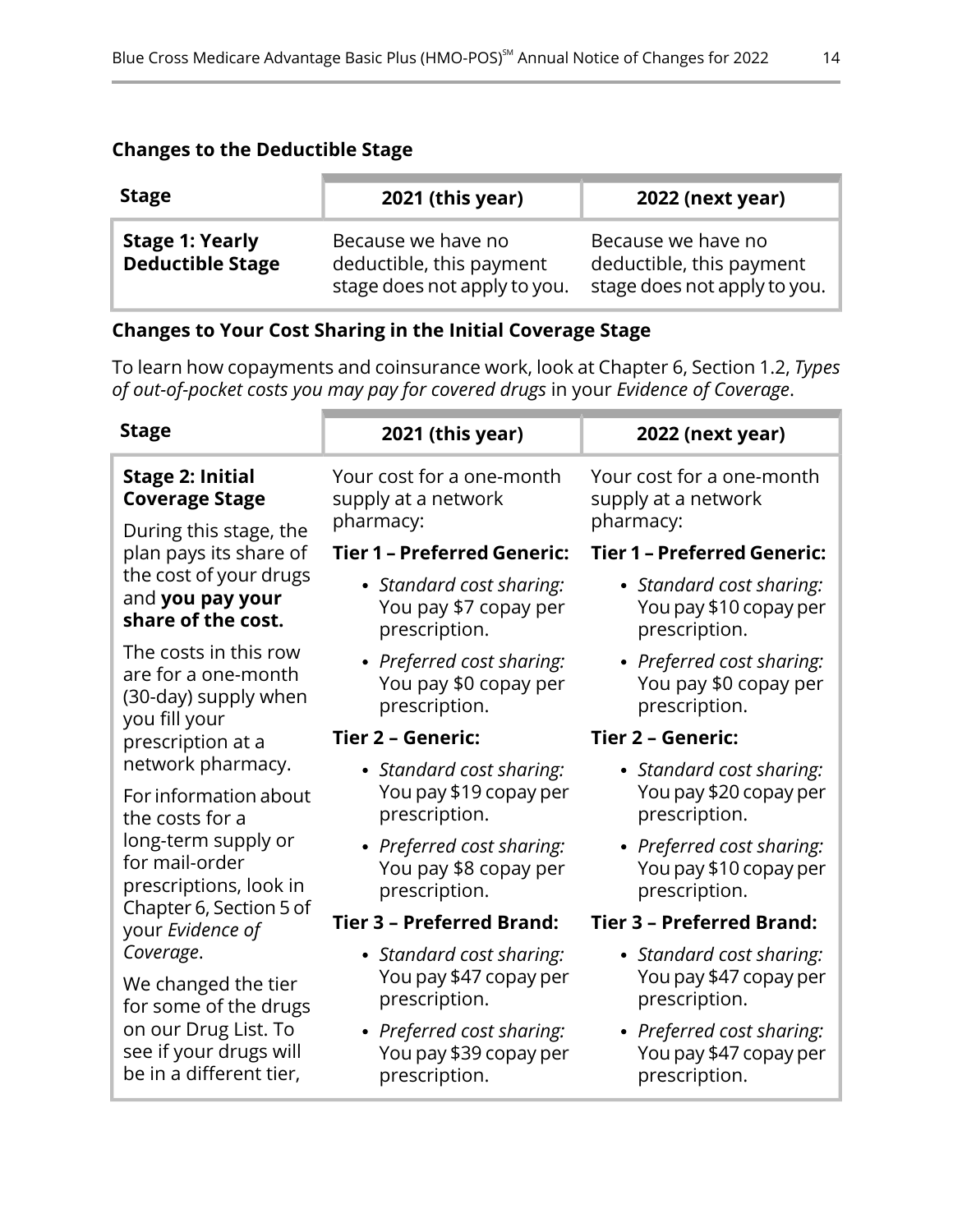### Changes to the Deductible Stage

| Stage | 2021 (this year) | 2022 (next year) |
| --- | --- | --- |
| **Stage 1: Yearly Deductible Stage** | Because we have no deductible, this payment stage does not apply to you. | Because we have no deductible, this payment stage does not apply to you. |

### Changes to Your Cost Sharing in the Initial Coverage Stage

To learn how copayments and coinsurance work, look at Chapter 6, Section 1.2, *Types of out-of-pocket costs you may pay for covered drugs* in your *Evidence of Coverage*.

| Stage | 2021 (this year) | 2022 (next year) |
| --- | --- | --- |
| **Stage 2: Initial Coverage Stage**<br><br>During this stage, the plan pays its share of the cost of your drugs and **you pay your share of the cost.**<br><br>The costs in this row are for a one-month (30-day) supply when you fill your prescription at a network pharmacy.<br><br>For information about the costs for a long-term supply or for mail-order prescriptions, look in Chapter 6, Section 5 of your *Evidence of Coverage*.<br><br>We changed the tier for some of the drugs on our Drug List. To see if your drugs will be in a different tier, | Your cost for a one-month supply at a network pharmacy:<br><br>**Tier 1 – Preferred Generic:**<br>• *Standard cost sharing:* You pay $7 copay per prescription.<br>• *Preferred cost sharing:* You pay $0 copay per prescription.<br><br>**Tier 2 – Generic:**<br>• *Standard cost sharing:* You pay $19 copay per prescription.<br>• *Preferred cost sharing:* You pay $8 copay per prescription.<br><br>**Tier 3 – Preferred Brand:**<br>• *Standard cost sharing:* You pay $47 copay per prescription.<br>• *Preferred cost sharing:* You pay $39 copay per prescription. | Your cost for a one-month supply at a network pharmacy:<br><br>**Tier 1 – Preferred Generic:**<br>• *Standard cost sharing:* You pay $10 copay per prescription.<br>• *Preferred cost sharing:* You pay $0 copay per prescription.<br><br>**Tier 2 – Generic:**<br>• *Standard cost sharing:* You pay $20 copay per prescription.<br>• *Preferred cost sharing:* You pay $10 copay per prescription.<br><br>**Tier 3 – Preferred Brand:**<br>• *Standard cost sharing:* You pay $47 copay per prescription.<br>• *Preferred cost sharing:* You pay $47 copay per prescription. |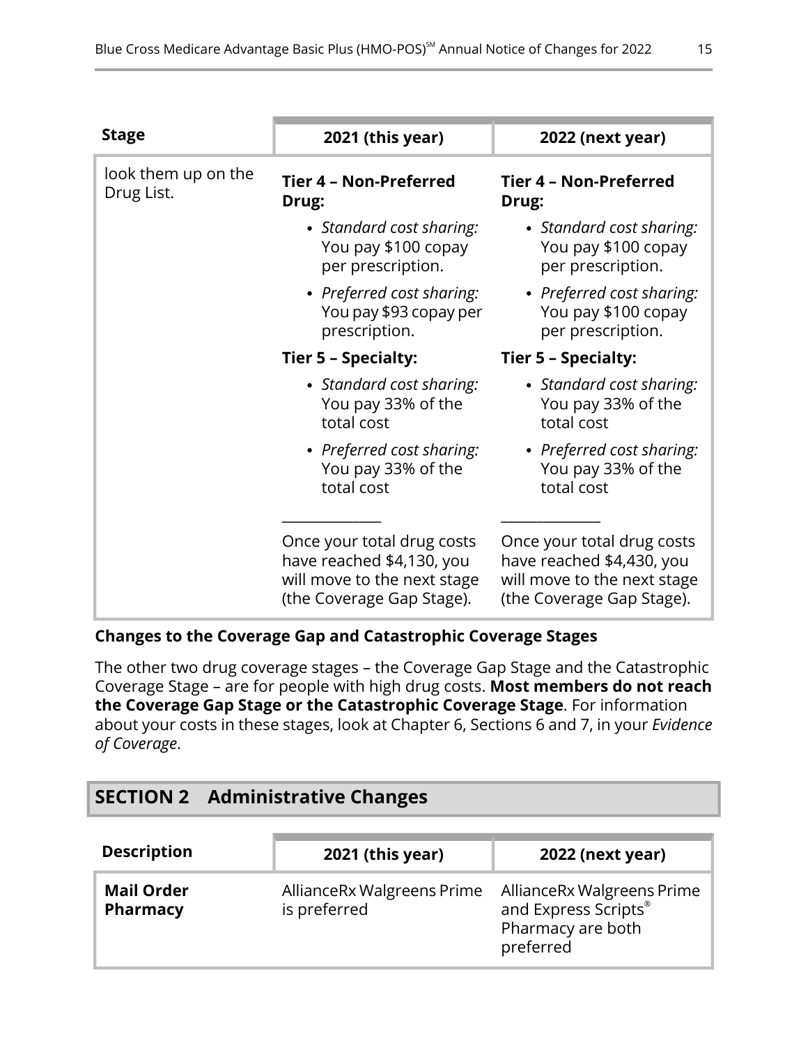| Stage | 2021 (this year) | 2022 (next year) |
|---|---|---|
| look them up on the Drug List. | **Tier 4 – Non-Preferred Drug:**<br>• *Standard cost sharing:* You pay $100 copay per prescription.<br>• *Preferred cost sharing:* You pay $93 copay per prescription.<br>**Tier 5 – Specialty:**<br>• *Standard cost sharing:* You pay 33% of the total cost<br>• *Preferred cost sharing:* You pay 33% of the total cost<br>______________<br>Once your total drug costs have reached $4,130, you will move to the next stage (the Coverage Gap Stage). | **Tier 4 – Non-Preferred Drug:**<br>• *Standard cost sharing:* You pay $100 copay per prescription.<br>• *Preferred cost sharing:* You pay $100 copay per prescription.<br>**Tier 5 – Specialty:**<br>• *Standard cost sharing:* You pay 33% of the total cost<br>• *Preferred cost sharing:* You pay 33% of the total cost<br>______________<br>Once your total drug costs have reached $4,430, you will move to the next stage (the Coverage Gap Stage). |

**Changes to the Coverage Gap and Catastrophic Coverage Stages**

The other two drug coverage stages – the Coverage Gap Stage and the Catastrophic Coverage Stage – are for people with high drug costs. **Most members do not reach the Coverage Gap Stage or the Catastrophic Coverage Stage**. For information about your costs in these stages, look at Chapter 6, Sections 6 and 7, in your *Evidence of Coverage*.

## SECTION 2 Administrative Changes

| Description | 2021 (this year) | 2022 (next year) |
|---|---|---|
| **Mail Order Pharmacy** | AllianceRx Walgreens Prime is preferred | AllianceRx Walgreens Prime and Express Scripts® Pharmacy are both preferred |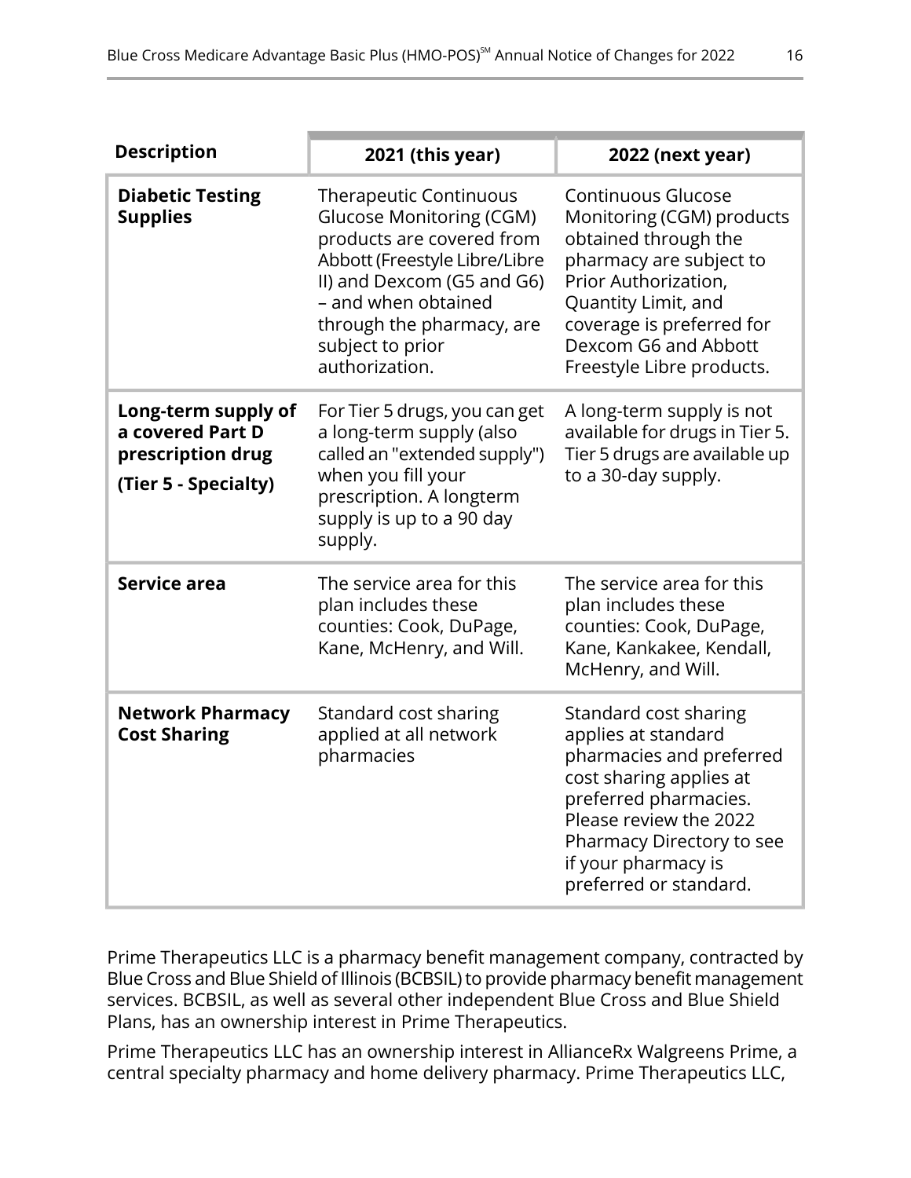| Description | 2021 (this year) | 2022 (next year) |
|---|---|---|
| **Diabetic Testing Supplies** | Therapeutic Continuous Glucose Monitoring (CGM) products are covered from Abbott (Freestyle Libre/Libre II) and Dexcom (G5 and G6) – and when obtained through the pharmacy, are subject to prior authorization. | Continuous Glucose Monitoring (CGM) products obtained through the pharmacy are subject to Prior Authorization, Quantity Limit, and coverage is preferred for Dexcom G6 and Abbott Freestyle Libre products. |
| **Long-term supply of a covered Part D prescription drug** **(Tier 5 - Specialty)** | For Tier 5 drugs, you can get a long-term supply (also called an "extended supply") when you fill your prescription. A longterm supply is up to a 90 day supply. | A long-term supply is not available for drugs in Tier 5. Tier 5 drugs are available up to a 30-day supply. |
| **Service area** | The service area for this plan includes these counties: Cook, DuPage, Kane, McHenry, and Will. | The service area for this plan includes these counties: Cook, DuPage, Kane, Kankakee, Kendall, McHenry, and Will. |
| **Network Pharmacy Cost Sharing** | Standard cost sharing applied at all network pharmacies | Standard cost sharing applies at standard pharmacies and preferred cost sharing applies at preferred pharmacies. Please review the 2022 Pharmacy Directory to see if your pharmacy is preferred or standard. |

Prime Therapeutics LLC is a pharmacy benefit management company, contracted by Blue Cross and Blue Shield of Illinois (BCBSIL) to provide pharmacy benefit management services. BCBSIL, as well as several other independent Blue Cross and Blue Shield Plans, has an ownership interest in Prime Therapeutics.

Prime Therapeutics LLC has an ownership interest in AllianceRx Walgreens Prime, a central specialty pharmacy and home delivery pharmacy. Prime Therapeutics LLC,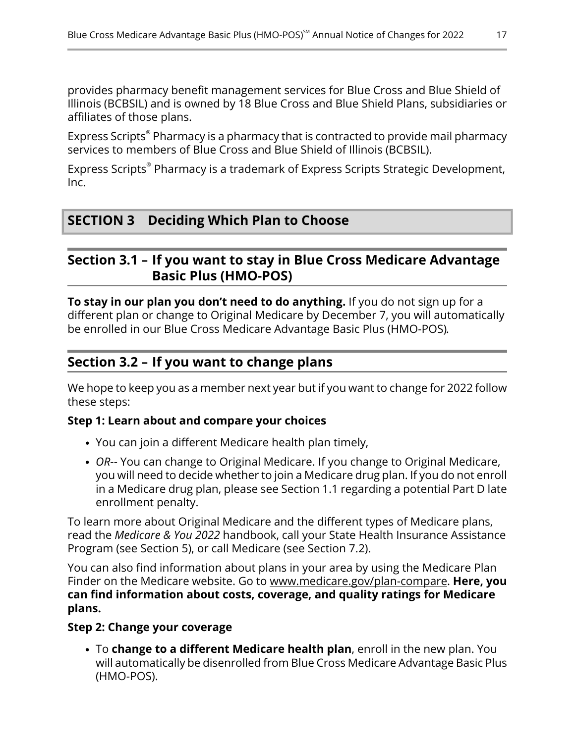provides pharmacy benefit management services for Blue Cross and Blue Shield of Illinois (BCBSIL) and is owned by 18 Blue Cross and Blue Shield Plans, subsidiaries or affiliates of those plans.

Express Scripts® Pharmacy is a pharmacy that is contracted to provide mail pharmacy services to members of Blue Cross and Blue Shield of Illinois (BCBSIL).

Express Scripts® Pharmacy is a trademark of Express Scripts Strategic Development, Inc.

# SECTION 3 Deciding Which Plan to Choose

## Section 3.1 – If you want to stay in Blue Cross Medicare Advantage Basic Plus (HMO-POS)

**To stay in our plan you don't need to do anything.** If you do not sign up for a different plan or change to Original Medicare by December 7, you will automatically be enrolled in our Blue Cross Medicare Advantage Basic Plus (HMO-POS).

## Section 3.2 – If you want to change plans

We hope to keep you as a member next year but if you want to change for 2022 follow these steps:

**Step 1: Learn about and compare your choices**

- You can join a different Medicare health plan timely,
- *OR*-- You can change to Original Medicare. If you change to Original Medicare, you will need to decide whether to join a Medicare drug plan. If you do not enroll in a Medicare drug plan, please see Section 1.1 regarding a potential Part D late enrollment penalty.

To learn more about Original Medicare and the different types of Medicare plans, read the *Medicare & You 2022* handbook, call your State Health Insurance Assistance Program (see Section 5), or call Medicare (see Section 7.2).

You can also find information about plans in your area by using the Medicare Plan Finder on the Medicare website. Go to www.medicare.gov/plan-compare. **Here, you can find information about costs, coverage, and quality ratings for Medicare plans.**

**Step 2: Change your coverage**

- To **change to a different Medicare health plan**, enroll in the new plan. You will automatically be disenrolled from Blue Cross Medicare Advantage Basic Plus (HMO-POS).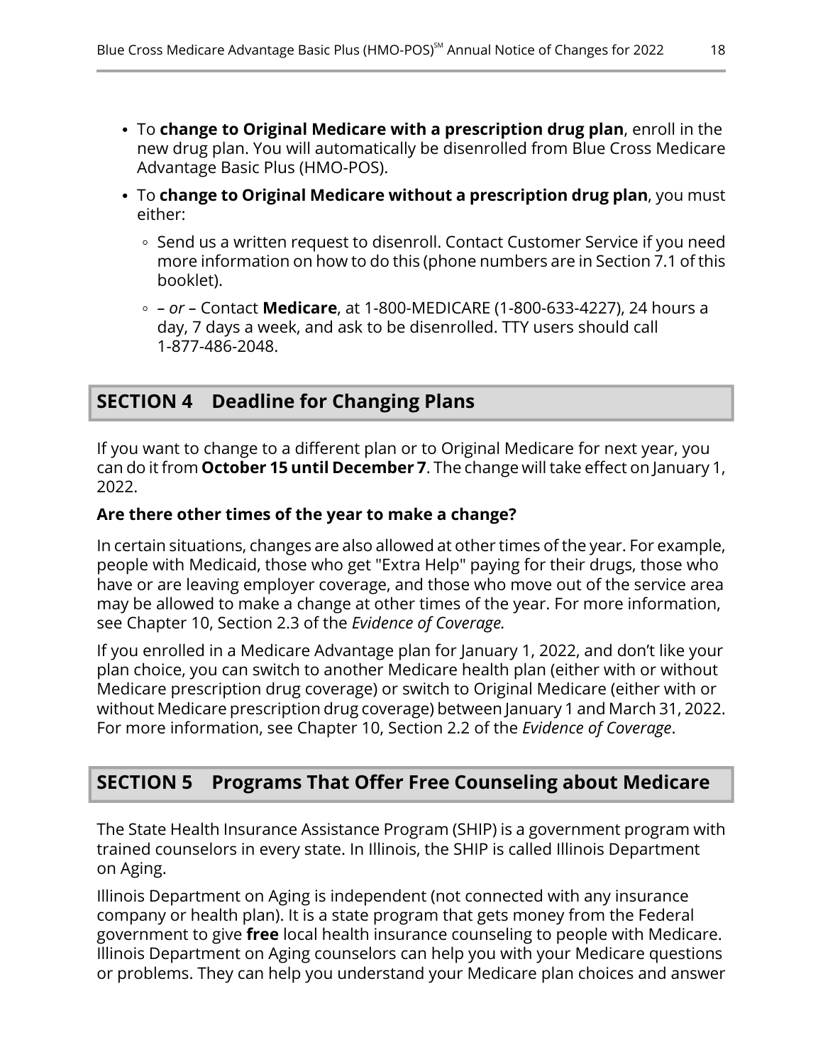- To **change to Original Medicare with a prescription drug plan**, enroll in the new drug plan. You will automatically be disenrolled from Blue Cross Medicare Advantage Basic Plus (HMO-POS).
- To **change to Original Medicare without a prescription drug plan**, you must either:
  - Send us a written request to disenroll. Contact Customer Service if you need more information on how to do this (phone numbers are in Section 7.1 of this booklet).
  - – *or* – Contact **Medicare**, at 1-800-MEDICARE (1-800-633-4227), 24 hours a day, 7 days a week, and ask to be disenrolled. TTY users should call 1-877-486-2048.

## SECTION 4 Deadline for Changing Plans

If you want to change to a different plan or to Original Medicare for next year, you can do it from **October 15 until December 7**. The change will take effect on January 1, 2022.

**Are there other times of the year to make a change?**

In certain situations, changes are also allowed at other times of the year. For example, people with Medicaid, those who get "Extra Help" paying for their drugs, those who have or are leaving employer coverage, and those who move out of the service area may be allowed to make a change at other times of the year. For more information, see Chapter 10, Section 2.3 of the *Evidence of Coverage.*

If you enrolled in a Medicare Advantage plan for January 1, 2022, and don't like your plan choice, you can switch to another Medicare health plan (either with or without Medicare prescription drug coverage) or switch to Original Medicare (either with or without Medicare prescription drug coverage) between January 1 and March 31, 2022. For more information, see Chapter 10, Section 2.2 of the *Evidence of Coverage*.

## SECTION 5 Programs That Offer Free Counseling about Medicare

The State Health Insurance Assistance Program (SHIP) is a government program with trained counselors in every state. In Illinois, the SHIP is called Illinois Department on Aging.

Illinois Department on Aging is independent (not connected with any insurance company or health plan). It is a state program that gets money from the Federal government to give **free** local health insurance counseling to people with Medicare. Illinois Department on Aging counselors can help you with your Medicare questions or problems. They can help you understand your Medicare plan choices and answer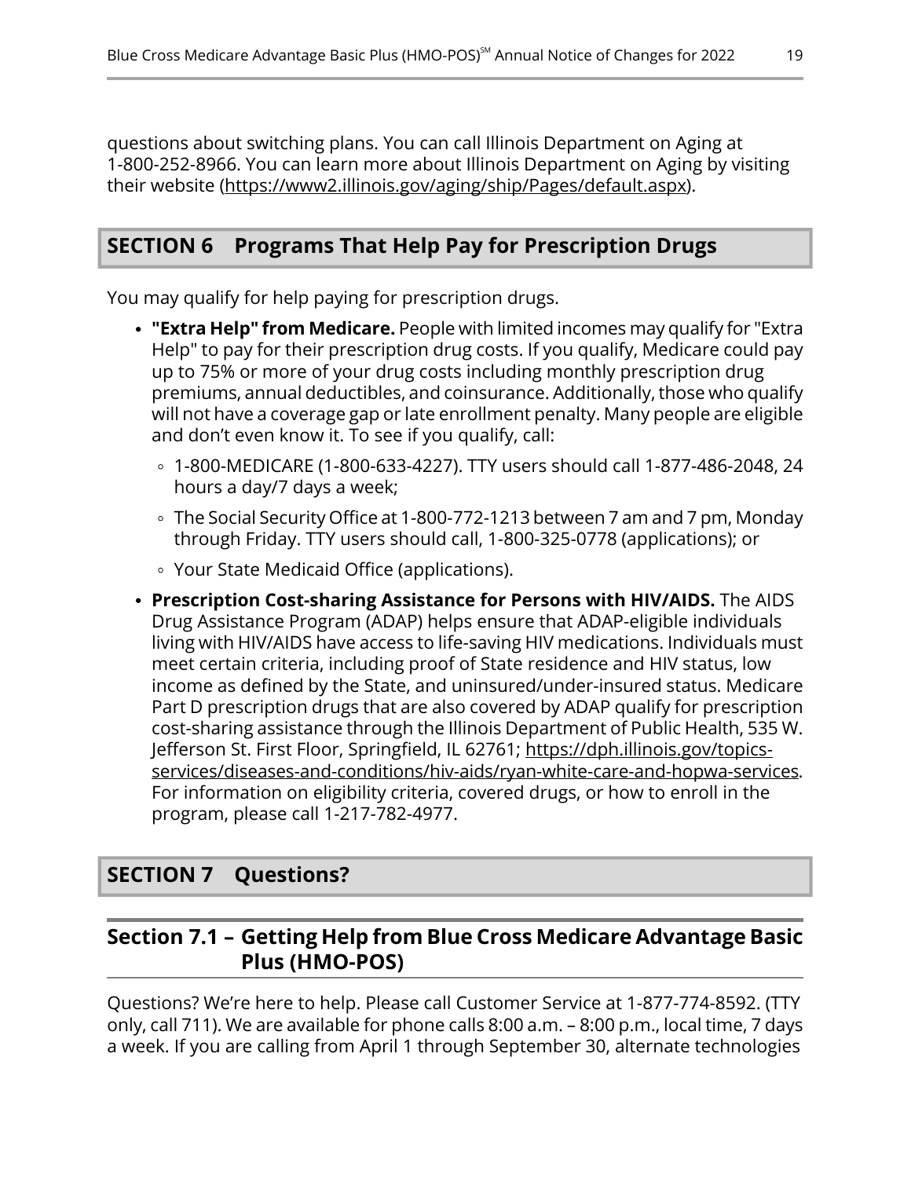questions about switching plans. You can call Illinois Department on Aging at 1-800-252-8966. You can learn more about Illinois Department on Aging by visiting their website (https://www2.illinois.gov/aging/ship/Pages/default.aspx).

## SECTION 6 Programs That Help Pay for Prescription Drugs

You may qualify for help paying for prescription drugs.

- **"Extra Help" from Medicare.** People with limited incomes may qualify for "Extra Help" to pay for their prescription drug costs. If you qualify, Medicare could pay up to 75% or more of your drug costs including monthly prescription drug premiums, annual deductibles, and coinsurance. Additionally, those who qualify will not have a coverage gap or late enrollment penalty. Many people are eligible and don't even know it. To see if you qualify, call:
  - 1-800-MEDICARE (1-800-633-4227). TTY users should call 1-877-486-2048, 24 hours a day/7 days a week;
  - The Social Security Office at 1-800-772-1213 between 7 am and 7 pm, Monday through Friday. TTY users should call, 1-800-325-0778 (applications); or
  - Your State Medicaid Office (applications).
- **Prescription Cost-sharing Assistance for Persons with HIV/AIDS.** The AIDS Drug Assistance Program (ADAP) helps ensure that ADAP-eligible individuals living with HIV/AIDS have access to life-saving HIV medications. Individuals must meet certain criteria, including proof of State residence and HIV status, low income as defined by the State, and uninsured/under-insured status. Medicare Part D prescription drugs that are also covered by ADAP qualify for prescription cost-sharing assistance through the Illinois Department of Public Health, 535 W. Jefferson St. First Floor, Springfield, IL 62761; https://dph.illinois.gov/topics-services/diseases-and-conditions/hiv-aids/ryan-white-care-and-hopwa-services. For information on eligibility criteria, covered drugs, or how to enroll in the program, please call 1-217-782-4977.

## SECTION 7 Questions?

### Section 7.1 – Getting Help from Blue Cross Medicare Advantage Basic Plus (HMO-POS)

Questions? We're here to help. Please call Customer Service at 1-877-774-8592. (TTY only, call 711). We are available for phone calls 8:00 a.m. – 8:00 p.m., local time, 7 days a week. If you are calling from April 1 through September 30, alternate technologies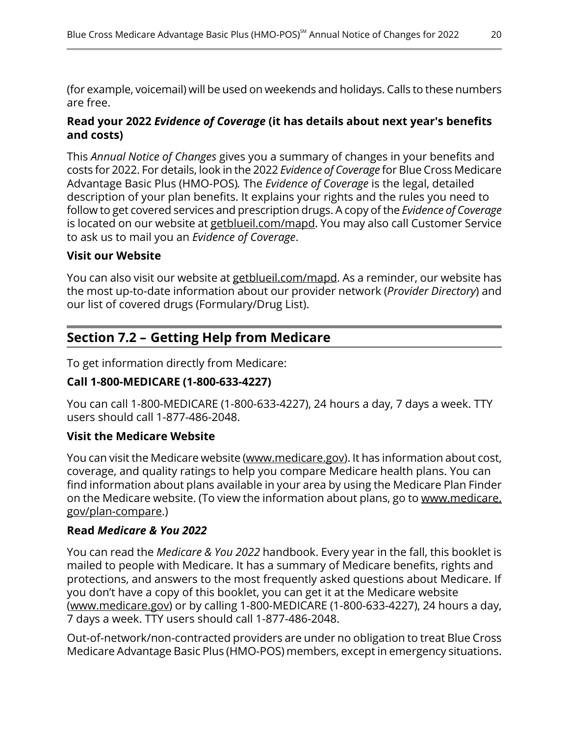(for example, voicemail) will be used on weekends and holidays. Calls to these numbers are free.

### Read your 2022 *Evidence of Coverage* (it has details about next year's benefits and costs)

This *Annual Notice of Changes* gives you a summary of changes in your benefits and costs for 2022. For details, look in the 2022 *Evidence of Coverage* for Blue Cross Medicare Advantage Basic Plus (HMO-POS)*.* The *Evidence of Coverage* is the legal, detailed description of your plan benefits. It explains your rights and the rules you need to follow to get covered services and prescription drugs. A copy of the *Evidence of Coverage* is located on our website at getblueil.com/mapd. You may also call Customer Service to ask us to mail you an *Evidence of Coverage*.

### Visit our Website

You can also visit our website at getblueil.com/mapd. As a reminder, our website has the most up-to-date information about our provider network (*Provider Directory*) and our list of covered drugs (Formulary/Drug List).

## Section 7.2 – Getting Help from Medicare

To get information directly from Medicare:

### Call 1-800-MEDICARE (1-800-633-4227)

You can call 1-800-MEDICARE (1-800-633-4227), 24 hours a day, 7 days a week. TTY users should call 1-877-486-2048.

### Visit the Medicare Website

You can visit the Medicare website (www.medicare.gov). It has information about cost, coverage, and quality ratings to help you compare Medicare health plans. You can find information about plans available in your area by using the Medicare Plan Finder on the Medicare website. (To view the information about plans, go to www.medicare.gov/plan-compare.)

### Read *Medicare & You 2022*

You can read the *Medicare & You 2022* handbook. Every year in the fall, this booklet is mailed to people with Medicare. It has a summary of Medicare benefits, rights and protections, and answers to the most frequently asked questions about Medicare. If you don't have a copy of this booklet, you can get it at the Medicare website (www.medicare.gov) or by calling 1-800-MEDICARE (1-800-633-4227), 24 hours a day, 7 days a week. TTY users should call 1-877-486-2048.

Out-of-network/non-contracted providers are under no obligation to treat Blue Cross Medicare Advantage Basic Plus (HMO-POS) members, except in emergency situations.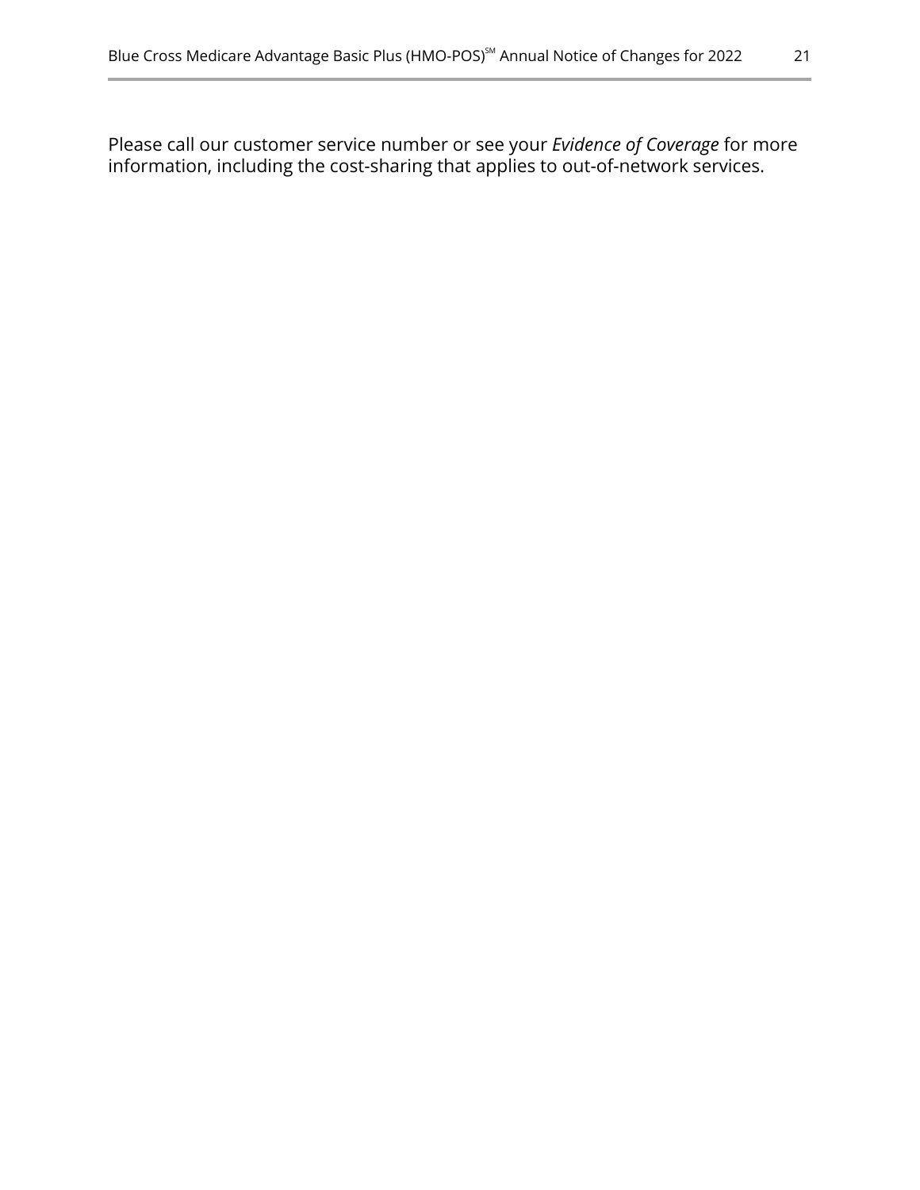Please call our customer service number or see your *Evidence of Coverage* for more information, including the cost-sharing that applies to out-of-network services.